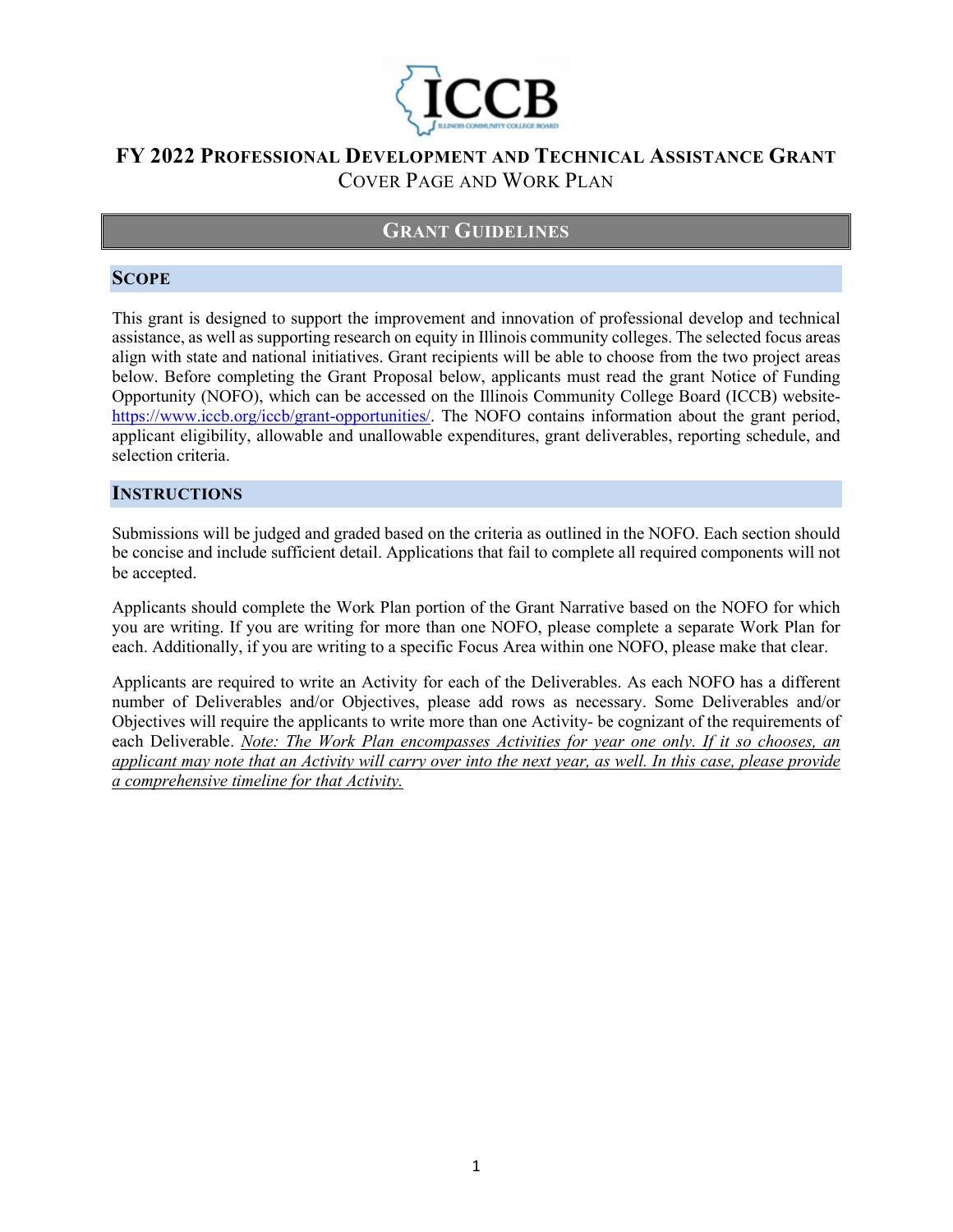# FY 2022 Professional Development and Technical Assistance Grant

## Cover Page and Work Plan

## Grant Guidelines

### Scope

This grant is designed to support the improvement and innovation of professional develop and technical assistance, as well as supporting research on equity in Illinois community colleges. The selected focus areas align with state and national initiatives. Grant recipients will be able to choose from the two project areas below. Before completing the Grant Proposal below, applicants must read the grant Notice of Funding Opportunity (NOFO), which can be accessed on the Illinois Community College Board (ICCB) website- https://www.iccb.org/iccb/grant-opportunities/. The NOFO contains information about the grant period, applicant eligibility, allowable and unallowable expenditures, grant deliverables, reporting schedule, and selection criteria.

### Instructions

Submissions will be judged and graded based on the criteria as outlined in the NOFO. Each section should be concise and include sufficient detail. Applications that fail to complete all required components will not be accepted.

Applicants should complete the Work Plan portion of the Grant Narrative based on the NOFO for which you are writing. If you are writing for more than one NOFO, please complete a separate Work Plan for each. Additionally, if you are writing to a specific Focus Area within one NOFO, please make that clear.

Applicants are required to write an Activity for each of the Deliverables. As each NOFO has a different number of Deliverables and/or Objectives, please add rows as necessary. Some Deliverables and/or Objectives will require the applicants to write more than one Activity- be cognizant of the requirements of each Deliverable. *Note: The Work Plan encompasses Activities for year one only. If it so chooses, an applicant may note that an Activity will carry over into the next year, as well. In this case, please provide a comprehensive timeline for that Activity.*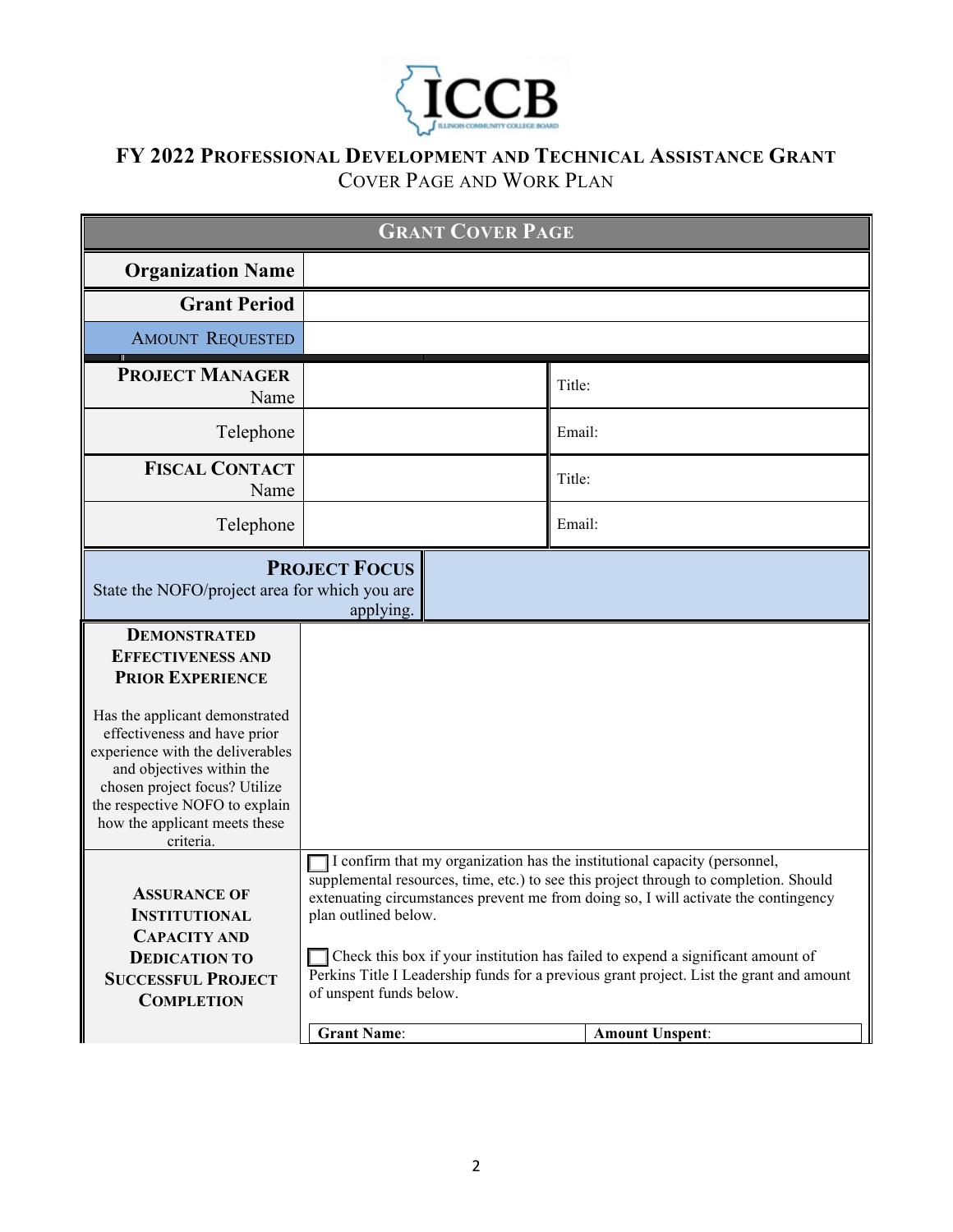# FY 2022 Professional Development and Technical Assistance Grant

## Cover Page and Work Plan

| Grant Cover Page | | | |
|---|---|---|---|
| **Organization Name** | | | |
| **Grant Period** | | | |
| Amount Requested | | | |
| **Project Manager** Name | | Title: | |
| Telephone | | Email: | |
| **Fiscal Contact** Name | | Title: | |
| Telephone | | Email: | |
| **Project Focus** State the NOFO/project area for which you are applying. | | | |
| **Demonstrated Effectiveness and Prior Experience** Has the applicant demonstrated effectiveness and have prior experience with the deliverables and objectives within the chosen project focus? Utilize the respective NOFO to explain how the applicant meets these criteria. | | | |
| **Assurance of Institutional Capacity and Dedication to Successful Project Completion** | ☐ I confirm that my organization has the institutional capacity (personnel, supplemental resources, time, etc.) to see this project through to completion. Should extenuating circumstances prevent me from doing so, I will activate the contingency plan outlined below. ☐ Check this box if your institution has failed to expend a significant amount of Perkins Title I Leadership funds for a previous grant project. List the grant and amount of unspent funds below. | | |
| | **Grant Name**: | **Amount Unspent**: | |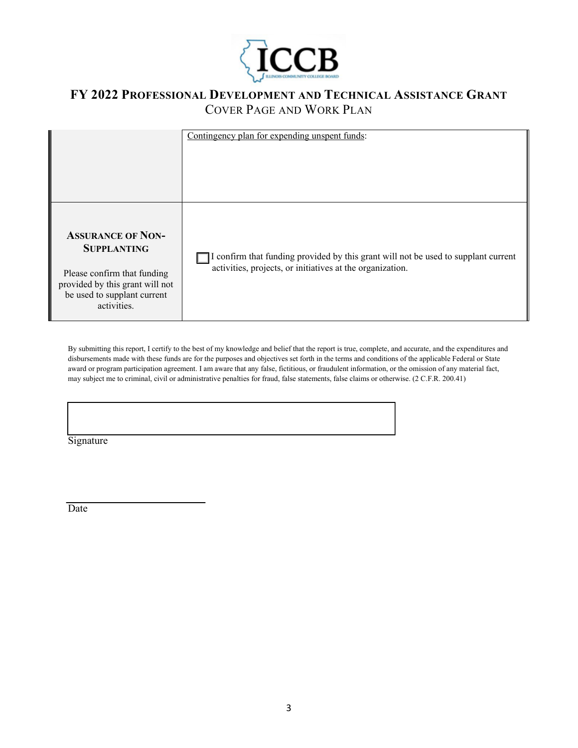# FY 2022 Professional Development and Technical Assistance Grant

## Cover Page and Work Plan

| | |
|---|---|
| | Contingency plan for expending unspent funds: |
| **Assurance of Non-Supplanting**<br><br>Please confirm that funding provided by this grant will not be used to supplant current activities. | ☐ I confirm that funding provided by this grant will not be used to supplant current activities, projects, or initiatives at the organization. |

By submitting this report, I certify to the best of my knowledge and belief that the report is true, complete, and accurate, and the expenditures and disbursements made with these funds are for the purposes and objectives set forth in the terms and conditions of the applicable Federal or State award or program participation agreement. I am aware that any false, fictitious, or fraudulent information, or the omission of any material fact, may subject me to criminal, civil or administrative penalties for fraud, false statements, false claims or otherwise. (2 C.F.R. 200.41)

Signature

Date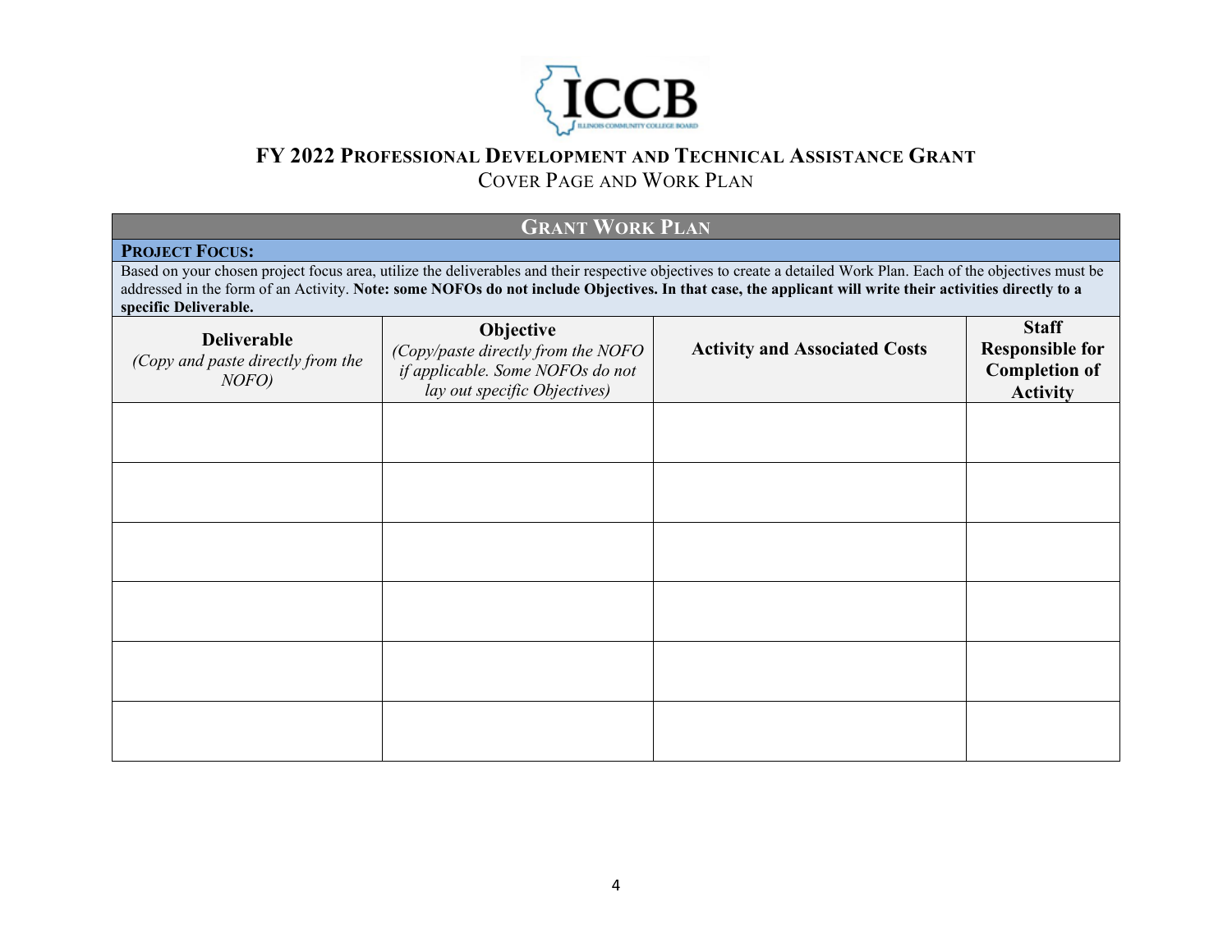# FY 2022 Professional Development and Technical Assistance Grant

Cover Page and Work Plan

## Grant Work Plan

**Project Focus:**

Based on your chosen project focus area, utilize the deliverables and their respective objectives to create a detailed Work Plan. Each of the objectives must be addressed in the form of an Activity. **Note: some NOFOs do not include Objectives. In that case, the applicant will write their activities directly to a specific Deliverable.**

| **Deliverable** *(Copy and paste directly from the NOFO)* | **Objective** *(Copy/paste directly from the NOFO if applicable. Some NOFOs do not lay out specific Objectives)* | **Activity and Associated Costs** | **Staff Responsible for Completion of Activity** |
|---|---|---|---|
| | | | |
| | | | |
| | | | |
| | | | |
| | | | |
| | | | |